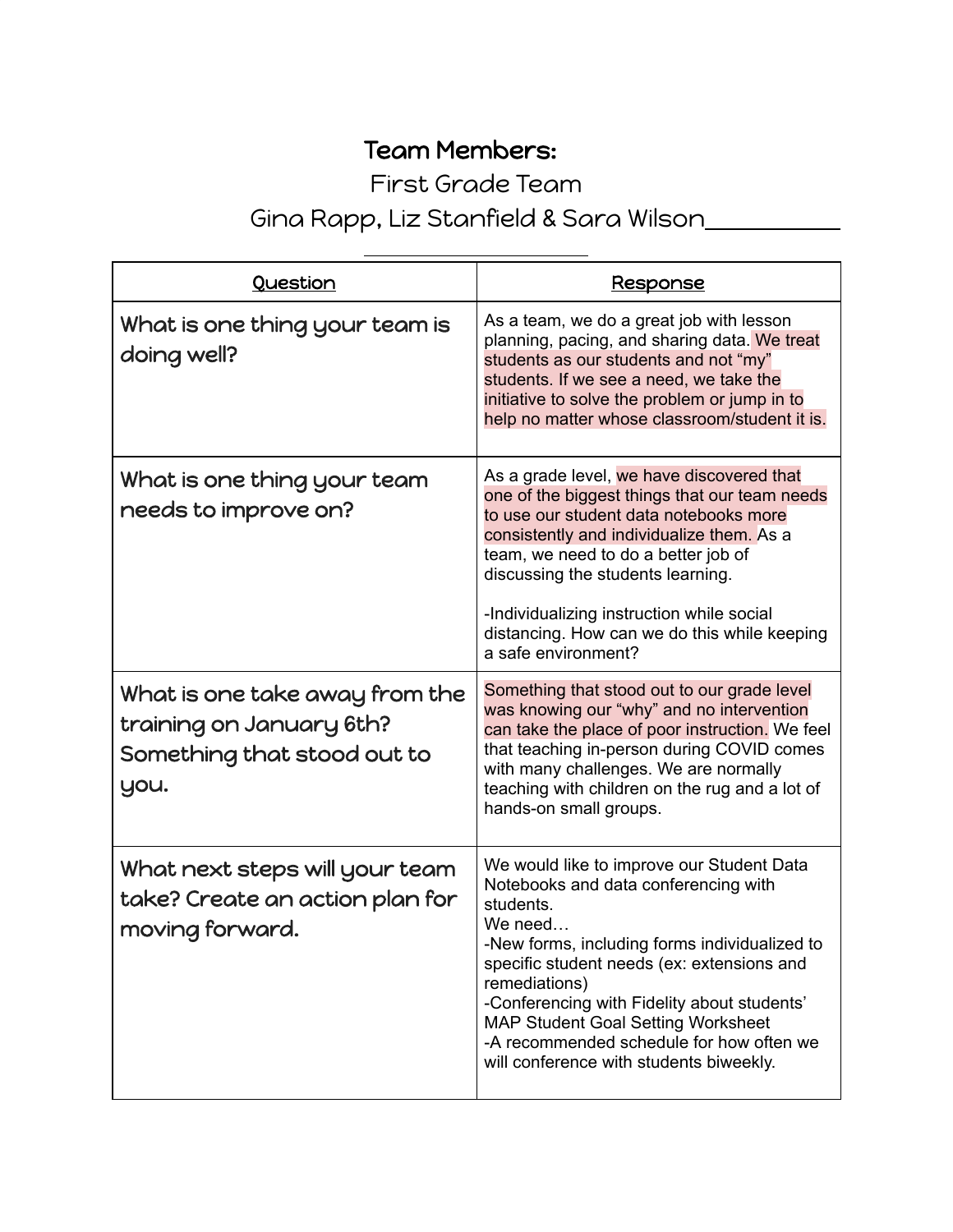**Team Members:**

First Grade Team

Gina Rapp, Liz Stanfield & Sara Wilson

| Question | Response |
|---|---|
| What is one thing your team is doing well? | As a team, we do a great job with lesson planning, pacing, and sharing data. We treat students as our students and not "my" students. If we see a need, we take the initiative to solve the problem or jump in to help no matter whose classroom/student it is. |
| What is one thing your team needs to improve on? | As a grade level, we have discovered that one of the biggest things that our team needs to use our student data notebooks more consistently and individualize them. As a team, we need to do a better job of discussing the students learning.<br><br>-Individualizing instruction while social distancing. How can we do this while keeping a safe environment? |
| What is one take away from the training on January 6th? Something that stood out to you. | Something that stood out to our grade level was knowing our "why" and no intervention can take the place of poor instruction. We feel that teaching in-person during COVID comes with many challenges. We are normally teaching with children on the rug and a lot of hands-on small groups. |
| What next steps will your team take? Create an action plan for moving forward. | We would like to improve our Student Data Notebooks and data conferencing with students.<br>We need…<br>-New forms, including forms individualized to specific student needs (ex: extensions and remediations)<br>-Conferencing with Fidelity about students' MAP Student Goal Setting Worksheet<br>-A recommended schedule for how often we will conference with students biweekly. |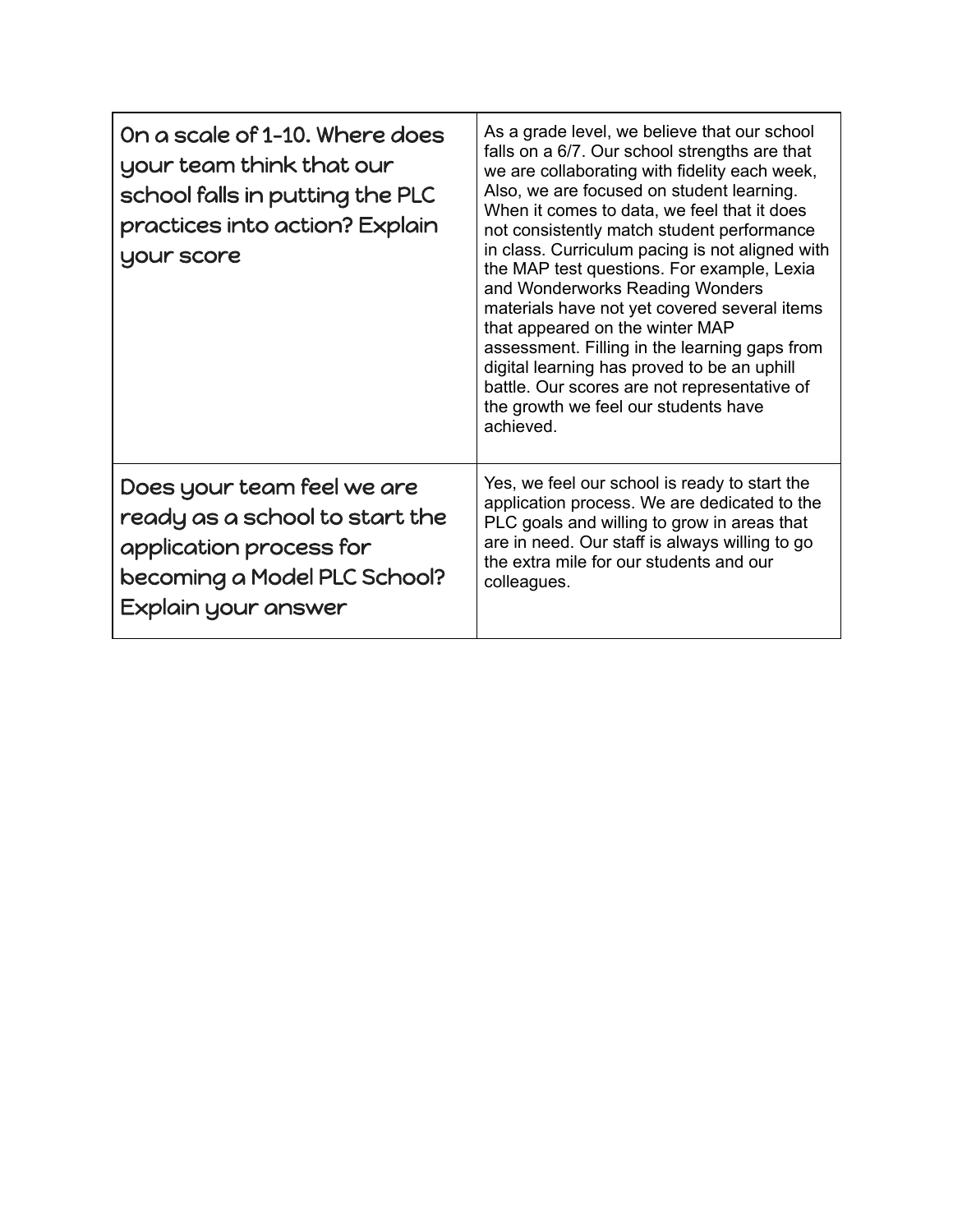| | |
|---|---|
| On a scale of 1-10. Where does your team think that our school falls in putting the PLC practices into action? Explain your score | As a grade level, we believe that our school falls on a 6/7. Our school strengths are that we are collaborating with fidelity each week, Also, we are focused on student learning. When it comes to data, we feel that it does not consistently match student performance in class. Curriculum pacing is not aligned with the MAP test questions. For example, Lexia and Wonderworks Reading Wonders materials have not yet covered several items that appeared on the winter MAP assessment. Filling in the learning gaps from digital learning has proved to be an uphill battle. Our scores are not representative of the growth we feel our students have achieved. |
| Does your team feel we are ready as a school to start the application process for becoming a Model PLC School? Explain your answer | Yes, we feel our school is ready to start the application process. We are dedicated to the PLC goals and willing to grow in areas that are in need. Our staff is always willing to go the extra mile for our students and our colleagues. |